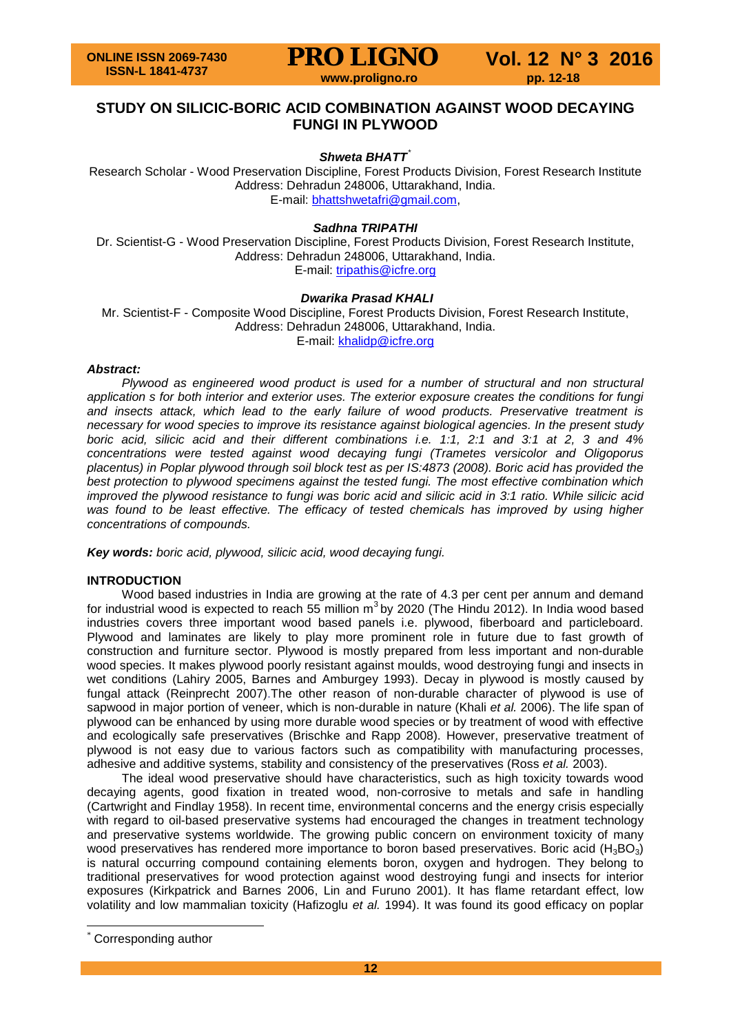# STUDY ON SILICIC-BORIC ACID COMBINATION AGAINST WOOD DECAYING FUNGI IN PLYWOOD

***Shweta BHATT**** 

Research Scholar - Wood Preservation Discipline, Forest Products Division, Forest Research Institute
Address: Dehradun 248006, Uttarakhand, India.
E-mail: bhattshwetafri@gmail.com,

***Sadhna TRIPATHI***

Dr. Scientist-G - Wood Preservation Discipline, Forest Products Division, Forest Research Institute,
Address: Dehradun 248006, Uttarakhand, India.
E-mail: tripathis@icfre.org

***Dwarika Prasad KHALI***

Mr. Scientist-F - Composite Wood Discipline, Forest Products Division, Forest Research Institute,
Address: Dehradun 248006, Uttarakhand, India.
E-mail: khalidp@icfre.org

***Abstract:***

*Plywood as engineered wood product is used for a number of structural and non structural application s for both interior and exterior uses. The exterior exposure creates the conditions for fungi and insects attack, which lead to the early failure of wood products. Preservative treatment is necessary for wood species to improve its resistance against biological agencies. In the present study boric acid, silicic acid and their different combinations i.e. 1:1, 2:1 and 3:1 at 2, 3 and 4% concentrations were tested against wood decaying fungi (Trametes versicolor and Oligoporus placentus) in Poplar plywood through soil block test as per IS:4873 (2008). Boric acid has provided the best protection to plywood specimens against the tested fungi. The most effective combination which improved the plywood resistance to fungi was boric acid and silicic acid in 3:1 ratio. While silicic acid was found to be least effective. The efficacy of tested chemicals has improved by using higher concentrations of compounds.*

***Key words:*** *boric acid, plywood, silicic acid, wood decaying fungi.*

## INTRODUCTION

Wood based industries in India are growing at the rate of 4.3 per cent per annum and demand for industrial wood is expected to reach 55 million $m^3$ by 2020 (The Hindu 2012). In India wood based industries covers three important wood based panels i.e. plywood, fiberboard and particleboard. Plywood and laminates are likely to play more prominent role in future due to fast growth of construction and furniture sector. Plywood is mostly prepared from less important and non-durable wood species. It makes plywood poorly resistant against moulds, wood destroying fungi and insects in wet conditions (Lahiry 2005, Barnes and Amburgey 1993). Decay in plywood is mostly caused by fungal attack (Reinprecht 2007).The other reason of non-durable character of plywood is use of sapwood in major portion of veneer, which is non-durable in nature (Khali *et al.* 2006). The life span of plywood can be enhanced by using more durable wood species or by treatment of wood with effective and ecologically safe preservatives (Brischke and Rapp 2008). However, preservative treatment of plywood is not easy due to various factors such as compatibility with manufacturing processes, adhesive and additive systems, stability and consistency of the preservatives (Ross *et al.* 2003).

The ideal wood preservative should have characteristics, such as high toxicity towards wood decaying agents, good fixation in treated wood, non-corrosive to metals and safe in handling (Cartwright and Findlay 1958). In recent time, environmental concerns and the energy crisis especially with regard to oil-based preservative systems had encouraged the changes in treatment technology and preservative systems worldwide. The growing public concern on environment toxicity of many wood preservatives has rendered more importance to boron based preservatives. Boric acid ($H_3BO_3$) is natural occurring compound containing elements boron, oxygen and hydrogen. They belong to traditional preservatives for wood protection against wood destroying fungi and insects for interior exposures (Kirkpatrick and Barnes 2006, Lin and Furuno 2001). It has flame retardant effect, low volatility and low mammalian toxicity (Hafizoglu *et al.* 1994). It was found its good efficacy on poplar

* Corresponding author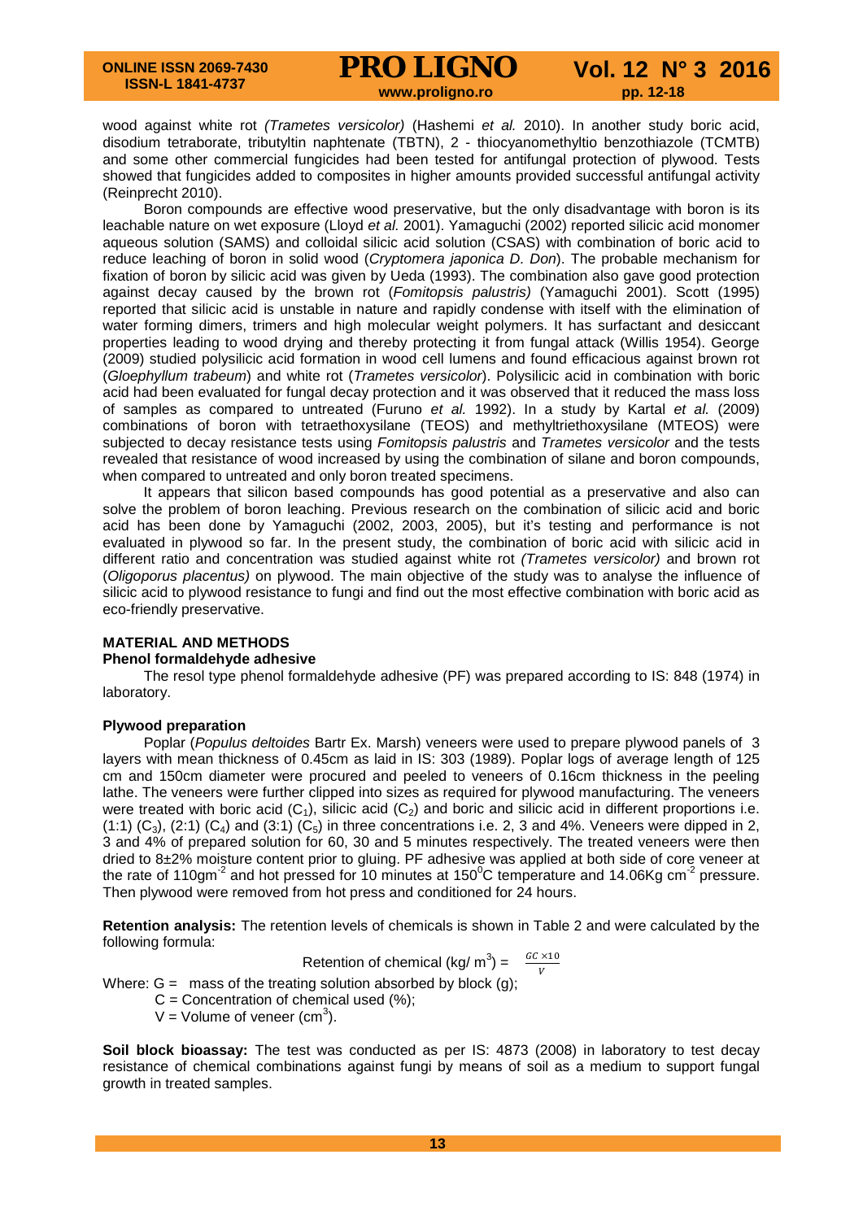wood against white rot *(Trametes versicolor)* (Hashemi *et al.* 2010). In another study boric acid, disodium tetraborate, tributyltin naphtenate (TBTN), 2 - thiocyanomethyltio benzothiazole (TCMTB) and some other commercial fungicides had been tested for antifungal protection of plywood. Tests showed that fungicides added to composites in higher amounts provided successful antifungal activity (Reinprecht 2010).

Boron compounds are effective wood preservative, but the only disadvantage with boron is its leachable nature on wet exposure (Lloyd *et al.* 2001). Yamaguchi (2002) reported silicic acid monomer aqueous solution (SAMS) and colloidal silicic acid solution (CSAS) with combination of boric acid to reduce leaching of boron in solid wood (*Cryptomera japonica D. Don*). The probable mechanism for fixation of boron by silicic acid was given by Ueda (1993). The combination also gave good protection against decay caused by the brown rot (*Fomitopsis palustris)* (Yamaguchi 2001). Scott (1995) reported that silicic acid is unstable in nature and rapidly condense with itself with the elimination of water forming dimers, trimers and high molecular weight polymers. It has surfactant and desiccant properties leading to wood drying and thereby protecting it from fungal attack (Willis 1954). George (2009) studied polysilicic acid formation in wood cell lumens and found efficacious against brown rot (*Gloephyllum trabeum*) and white rot (*Trametes versicolor*). Polysilicic acid in combination with boric acid had been evaluated for fungal decay protection and it was observed that it reduced the mass loss of samples as compared to untreated (Furuno *et al.* 1992). In a study by Kartal *et al.* (2009) combinations of boron with tetraethoxysilane (TEOS) and methyltriethoxysilane (MTEOS) were subjected to decay resistance tests using *Fomitopsis palustris* and *Trametes versicolor* and the tests revealed that resistance of wood increased by using the combination of silane and boron compounds, when compared to untreated and only boron treated specimens.

It appears that silicon based compounds has good potential as a preservative and also can solve the problem of boron leaching. Previous research on the combination of silicic acid and boric acid has been done by Yamaguchi (2002, 2003, 2005), but it's testing and performance is not evaluated in plywood so far. In the present study, the combination of boric acid with silicic acid in different ratio and concentration was studied against white rot *(Trametes versicolor)* and brown rot (*Oligoporus placentus)* on plywood. The main objective of the study was to analyse the influence of silicic acid to plywood resistance to fungi and find out the most effective combination with boric acid as eco-friendly preservative.

## MATERIAL AND METHODS

### Phenol formaldehyde adhesive

The resol type phenol formaldehyde adhesive (PF) was prepared according to IS: 848 (1974) in laboratory.

### Plywood preparation

Poplar (*Populus deltoides* Bartr Ex. Marsh) veneers were used to prepare plywood panels of 3 layers with mean thickness of 0.45cm as laid in IS: 303 (1989). Poplar logs of average length of 125 cm and 150cm diameter were procured and peeled to veneers of 0.16cm thickness in the peeling lathe. The veneers were further clipped into sizes as required for plywood manufacturing. The veneers were treated with boric acid ($C_1$), silicic acid ($C_2$) and boric and silicic acid in different proportions i.e. (1:1) ($C_3$), (2:1) ($C_4$) and (3:1) ($C_5$) in three concentrations i.e. 2, 3 and 4%. Veneers were dipped in 2, 3 and 4% of prepared solution for 60, 30 and 5 minutes respectively. The treated veneers were then dried to 8±2% moisture content prior to gluing. PF adhesive was applied at both side of core veneer at the rate of $110 gm^{-2}$ and hot pressed for 10 minutes at $150^0C$ temperature and $14.06 Kg\ cm^{-2}$ pressure. Then plywood were removed from hot press and conditioned for 24 hours.

**Retention analysis:** The retention levels of chemicals is shown in Table 2 and were calculated by the following formula:

$$\text{Retention of chemical (kg/ m}^3\text{)} = \frac{GC \times 10}{V}$$

Where: G = mass of the treating solution absorbed by block (g);
C = Concentration of chemical used (%);
V = Volume of veneer ($cm^3$).

**Soil block bioassay:** The test was conducted as per IS: 4873 (2008) in laboratory to test decay resistance of chemical combinations against fungi by means of soil as a medium to support fungal growth in treated samples.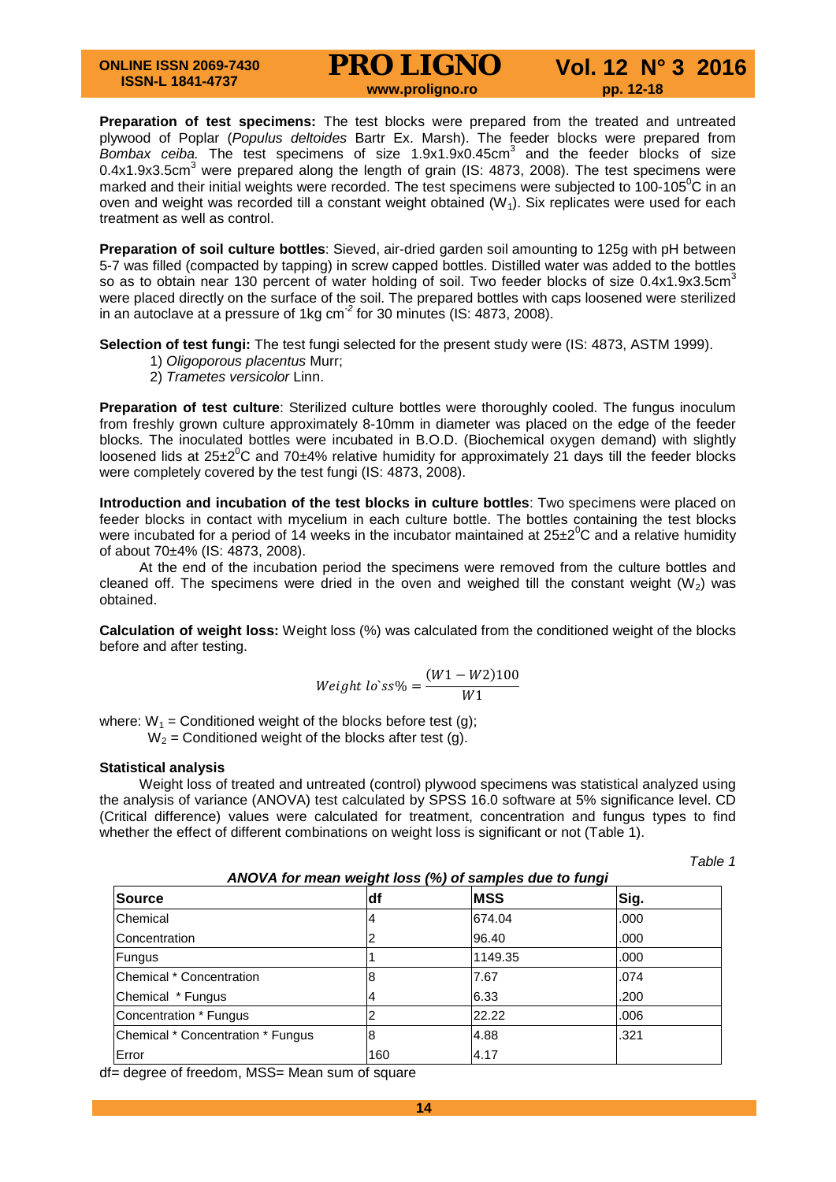**Preparation of test specimens:** The test blocks were prepared from the treated and untreated plywood of Poplar (*Populus deltoides* Bartr Ex. Marsh). The feeder blocks were prepared from *Bombax ceiba.* The test specimens of size 1.9x1.9x0.45cm$^3$ and the feeder blocks of size 0.4x1.9x3.5cm$^3$ were prepared along the length of grain (IS: 4873, 2008). The test specimens were marked and their initial weights were recorded. The test specimens were subjected to 100-105$^0$C in an oven and weight was recorded till a constant weight obtained ($W_1$). Six replicates were used for each treatment as well as control.

**Preparation of soil culture bottles**: Sieved, air-dried garden soil amounting to 125g with pH between 5-7 was filled (compacted by tapping) in screw capped bottles. Distilled water was added to the bottles so as to obtain near 130 percent of water holding of soil. Two feeder blocks of size 0.4x1.9x3.5cm$^3$ were placed directly on the surface of the soil. The prepared bottles with caps loosened were sterilized in an autoclave at a pressure of 1kg cm$^{-2}$ for 30 minutes (IS: 4873, 2008).

**Selection of test fungi:** The test fungi selected for the present study were (IS: 4873, ASTM 1999).

1) *Oligoporous placentus* Murr;
2) *Trametes versicolor* Linn.

**Preparation of test culture**: Sterilized culture bottles were thoroughly cooled. The fungus inoculum from freshly grown culture approximately 8-10mm in diameter was placed on the edge of the feeder blocks. The inoculated bottles were incubated in B.O.D. (Biochemical oxygen demand) with slightly loosened lids at 25±2$^0$C and 70±4% relative humidity for approximately 21 days till the feeder blocks were completely covered by the test fungi (IS: 4873, 2008).

**Introduction and incubation of the test blocks in culture bottles**: Two specimens were placed on feeder blocks in contact with mycelium in each culture bottle. The bottles containing the test blocks were incubated for a period of 14 weeks in the incubator maintained at 25±2$^0$C and a relative humidity of about 70±4% (IS: 4873, 2008).

At the end of the incubation period the specimens were removed from the culture bottles and cleaned off. The specimens were dried in the oven and weighed till the constant weight ($W_2$) was obtained.

**Calculation of weight loss:** Weight loss (%) was calculated from the conditioned weight of the blocks before and after testing.

$$Weight\ lo`ss\% = \frac{(W1 - W2)100}{W1}$$

where: $W_1$ = Conditioned weight of the blocks before test (g);
$W_2$ = Conditioned weight of the blocks after test (g).

### Statistical analysis

Weight loss of treated and untreated (control) plywood specimens was statistical analyzed using the analysis of variance (ANOVA) test calculated by SPSS 16.0 software at 5% significance level. CD (Critical difference) values were calculated for treatment, concentration and fungus types to find whether the effect of different combinations on weight loss is significant or not (Table 1).

Table 1

***ANOVA for mean weight loss (%) of samples due to fungi***

| Source | df | MSS | Sig. |
|---|---|---|---|
| Chemical | 4 | 674.04 | .000 |
| Concentration | 2 | 96.40 | .000 |
| Fungus | 1 | 1149.35 | .000 |
| Chemical * Concentration | 8 | 7.67 | .074 |
| Chemical * Fungus | 4 | 6.33 | .200 |
| Concentration * Fungus | 2 | 22.22 | .006 |
| Chemical * Concentration * Fungus | 8 | 4.88 | .321 |
| Error | 160 | 4.17 | |

df= degree of freedom, MSS= Mean sum of square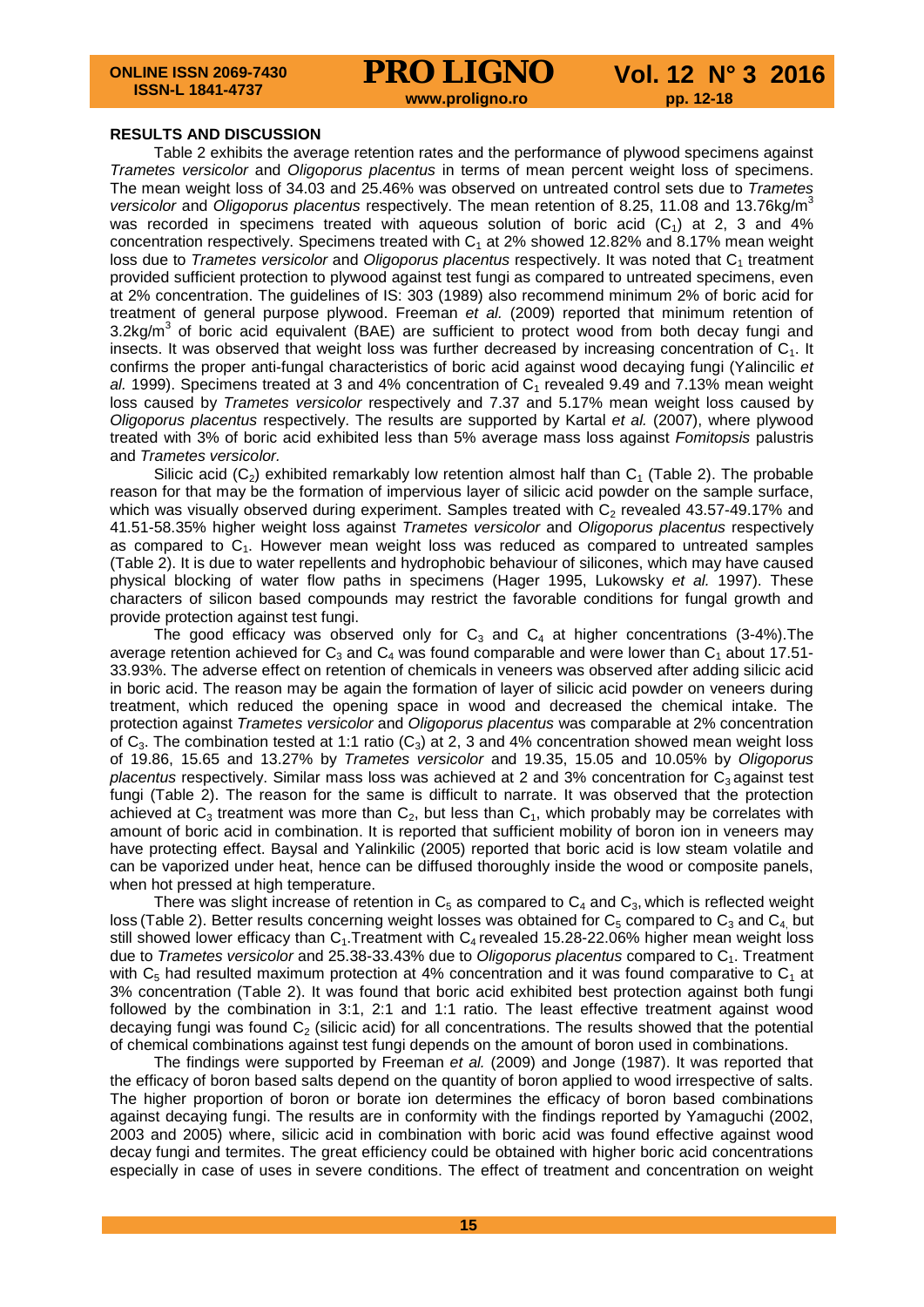## RESULTS AND DISCUSSION

Table 2 exhibits the average retention rates and the performance of plywood specimens against *Trametes versicolor* and *Oligoporus placentus* in terms of mean percent weight loss of specimens. The mean weight loss of 34.03 and 25.46% was observed on untreated control sets due to *Trametes versicolor* and *Oligoporus placentus* respectively. The mean retention of 8.25, 11.08 and 13.76kg/m$^3$ was recorded in specimens treated with aqueous solution of boric acid ($C_1$) at 2, 3 and 4% concentration respectively. Specimens treated with $C_1$ at 2% showed 12.82% and 8.17% mean weight loss due to *Trametes versicolor* and *Oligoporus placentus* respectively. It was noted that $C_1$ treatment provided sufficient protection to plywood against test fungi as compared to untreated specimens, even at 2% concentration. The guidelines of IS: 303 (1989) also recommend minimum 2% of boric acid for treatment of general purpose plywood. Freeman *et al.* (2009) reported that minimum retention of 3.2kg/m$^3$ of boric acid equivalent (BAE) are sufficient to protect wood from both decay fungi and insects. It was observed that weight loss was further decreased by increasing concentration of $C_1$. It confirms the proper anti-fungal characteristics of boric acid against wood decaying fungi (Yalincilic *et al.* 1999). Specimens treated at 3 and 4% concentration of $C_1$ revealed 9.49 and 7.13% mean weight loss caused by *Trametes versicolor* respectively and 7.37 and 5.17% mean weight loss caused by *Oligoporus placentus* respectively. The results are supported by Kartal *et al.* (2007), where plywood treated with 3% of boric acid exhibited less than 5% average mass loss against *Fomitopsis* palustris and *Trametes versicolor.*

Silicic acid ($C_2$) exhibited remarkably low retention almost half than $C_1$ (Table 2). The probable reason for that may be the formation of impervious layer of silicic acid powder on the sample surface, which was visually observed during experiment. Samples treated with $C_2$ revealed 43.57-49.17% and 41.51-58.35% higher weight loss against *Trametes versicolor* and *Oligoporus placentus* respectively as compared to $C_1$. However mean weight loss was reduced as compared to untreated samples (Table 2). It is due to water repellents and hydrophobic behaviour of silicones, which may have caused physical blocking of water flow paths in specimens (Hager 1995, Lukowsky *et al.* 1997). These characters of silicon based compounds may restrict the favorable conditions for fungal growth and provide protection against test fungi.

The good efficacy was observed only for $C_3$ and $C_4$ at higher concentrations (3-4%).The average retention achieved for $C_3$ and $C_4$ was found comparable and were lower than $C_1$ about 17.51-33.93%. The adverse effect on retention of chemicals in veneers was observed after adding silicic acid in boric acid. The reason may be again the formation of layer of silicic acid powder on veneers during treatment, which reduced the opening space in wood and decreased the chemical intake. The protection against *Trametes versicolor* and *Oligoporus placentus* was comparable at 2% concentration of $C_3$. The combination tested at 1:1 ratio ($C_3$) at 2, 3 and 4% concentration showed mean weight loss of 19.86, 15.65 and 13.27% by *Trametes versicolor* and 19.35, 15.05 and 10.05% by *Oligoporus placentus* respectively. Similar mass loss was achieved at 2 and 3% concentration for $C_3$ against test fungi (Table 2). The reason for the same is difficult to narrate. It was observed that the protection achieved at $C_3$ treatment was more than $C_2$, but less than $C_1$, which probably may be correlates with amount of boric acid in combination. It is reported that sufficient mobility of boron ion in veneers may have protecting effect. Baysal and Yalinkilic (2005) reported that boric acid is low steam volatile and can be vaporized under heat, hence can be diffused thoroughly inside the wood or composite panels, when hot pressed at high temperature.

There was slight increase of retention in $C_5$ as compared to $C_4$ and $C_3$, which is reflected weight loss (Table 2). Better results concerning weight losses was obtained for $C_5$ compared to $C_3$ and $C_4$, but still showed lower efficacy than $C_1$. Treatment with $C_4$ revealed 15.28-22.06% higher mean weight loss due to *Trametes versicolor* and 25.38-33.43% due to *Oligoporus placentus* compared to $C_1$. Treatment with $C_5$ had resulted maximum protection at 4% concentration and it was found comparative to $C_1$ at 3% concentration (Table 2). It was found that boric acid exhibited best protection against both fungi followed by the combination in 3:1, 2:1 and 1:1 ratio. The least effective treatment against wood decaying fungi was found $C_2$ (silicic acid) for all concentrations. The results showed that the potential of chemical combinations against test fungi depends on the amount of boron used in combinations.

The findings were supported by Freeman *et al.* (2009) and Jonge (1987). It was reported that the efficacy of boron based salts depend on the quantity of boron applied to wood irrespective of salts. The higher proportion of boron or borate ion determines the efficacy of boron based combinations against decaying fungi. The results are in conformity with the findings reported by Yamaguchi (2002, 2003 and 2005) where, silicic acid in combination with boric acid was found effective against wood decay fungi and termites. The great efficiency could be obtained with higher boric acid concentrations especially in case of uses in severe conditions. The effect of treatment and concentration on weight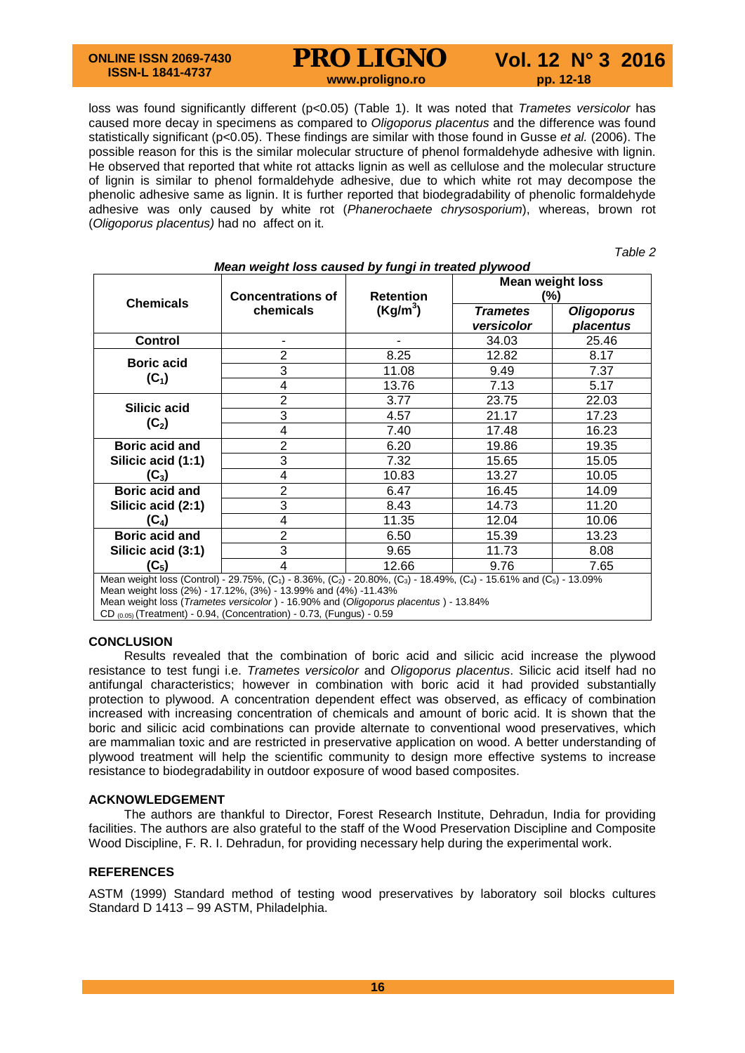loss was found significantly different ($p<0.05$) (Table 1). It was noted that *Trametes versicolor* has caused more decay in specimens as compared to *Oligoporus placentus* and the difference was found statistically significant ($p<0.05$). These findings are similar with those found in Gusse *et al.* (2006). The possible reason for this is the similar molecular structure of phenol formaldehyde adhesive with lignin. He observed that reported that white rot attacks lignin as well as cellulose and the molecular structure of lignin is similar to phenol formaldehyde adhesive, due to which white rot may decompose the phenolic adhesive same as lignin. It is further reported that biodegradability of phenolic formaldehyde adhesive was only caused by white rot (*Phanerochaete chrysosporium*), whereas, brown rot (*Oligoporus placentus)* had no affect on it.

*Table 2*

***Mean weight loss caused by fungi in treated plywood***

| Chemicals | Concentrations of chemicals | Retention (Kg/m$^3$) | Mean weight loss (%) | |
|---|---|---|---|---|
| | | | ***Trametes versicolor*** | ***Oligoporus placentus*** |
| **Control** | - | - | 34.03 | 25.46 |
| **Boric acid ($C_1$)** | 2 | 8.25 | 12.82 | 8.17 |
| | 3 | 11.08 | 9.49 | 7.37 |
| | 4 | 13.76 | 7.13 | 5.17 |
| **Silicic acid ($C_2$)** | 2 | 3.77 | 23.75 | 22.03 |
| | 3 | 4.57 | 21.17 | 17.23 |
| | 4 | 7.40 | 17.48 | 16.23 |
| **Boric acid and Silicic acid (1:1) ($C_3$)** | 2 | 6.20 | 19.86 | 19.35 |
| | 3 | 7.32 | 15.65 | 15.05 |
| | 4 | 10.83 | 13.27 | 10.05 |
| **Boric acid and Silicic acid (2:1) ($C_4$)** | 2 | 6.47 | 16.45 | 14.09 |
| | 3 | 8.43 | 14.73 | 11.20 |
| | 4 | 11.35 | 12.04 | 10.06 |
| **Boric acid and Silicic acid (3:1) ($C_5$)** | 2 | 6.50 | 15.39 | 13.23 |
| | 3 | 9.65 | 11.73 | 8.08 |
| | 4 | 12.66 | 9.76 | 7.65 |

Mean weight loss (Control) - 29.75%, ($C_1$) - 8.36%, ($C_2$) - 20.80%, ($C_3$) - 18.49%, ($C_4$) - 15.61% and ($C_5$) - 13.09%
Mean weight loss (2%) - 17.12%, (3%) - 13.99% and (4%) -11.43%
Mean weight loss (*Trametes versicolor* ) - 16.90% and (*Oligoporus placentus* ) - 13.84%
CD $_{(0.05)}$ (Treatment) - 0.94, (Concentration) - 0.73, (Fungus) - 0.59

## CONCLUSION

Results revealed that the combination of boric acid and silicic acid increase the plywood resistance to test fungi i.e. *Trametes versicolor* and *Oligoporus placentus*. Silicic acid itself had no antifungal characteristics; however in combination with boric acid it had provided substantially protection to plywood. A concentration dependent effect was observed, as efficacy of combination increased with increasing concentration of chemicals and amount of boric acid. It is shown that the boric and silicic acid combinations can provide alternate to conventional wood preservatives, which are mammalian toxic and are restricted in preservative application on wood. A better understanding of plywood treatment will help the scientific community to design more effective systems to increase resistance to biodegradability in outdoor exposure of wood based composites.

## ACKNOWLEDGEMENT

The authors are thankful to Director, Forest Research Institute, Dehradun, India for providing facilities. The authors are also grateful to the staff of the Wood Preservation Discipline and Composite Wood Discipline, F. R. I. Dehradun, for providing necessary help during the experimental work.

## REFERENCES

ASTM (1999) Standard method of testing wood preservatives by laboratory soil blocks cultures Standard D 1413 – 99 ASTM, Philadelphia.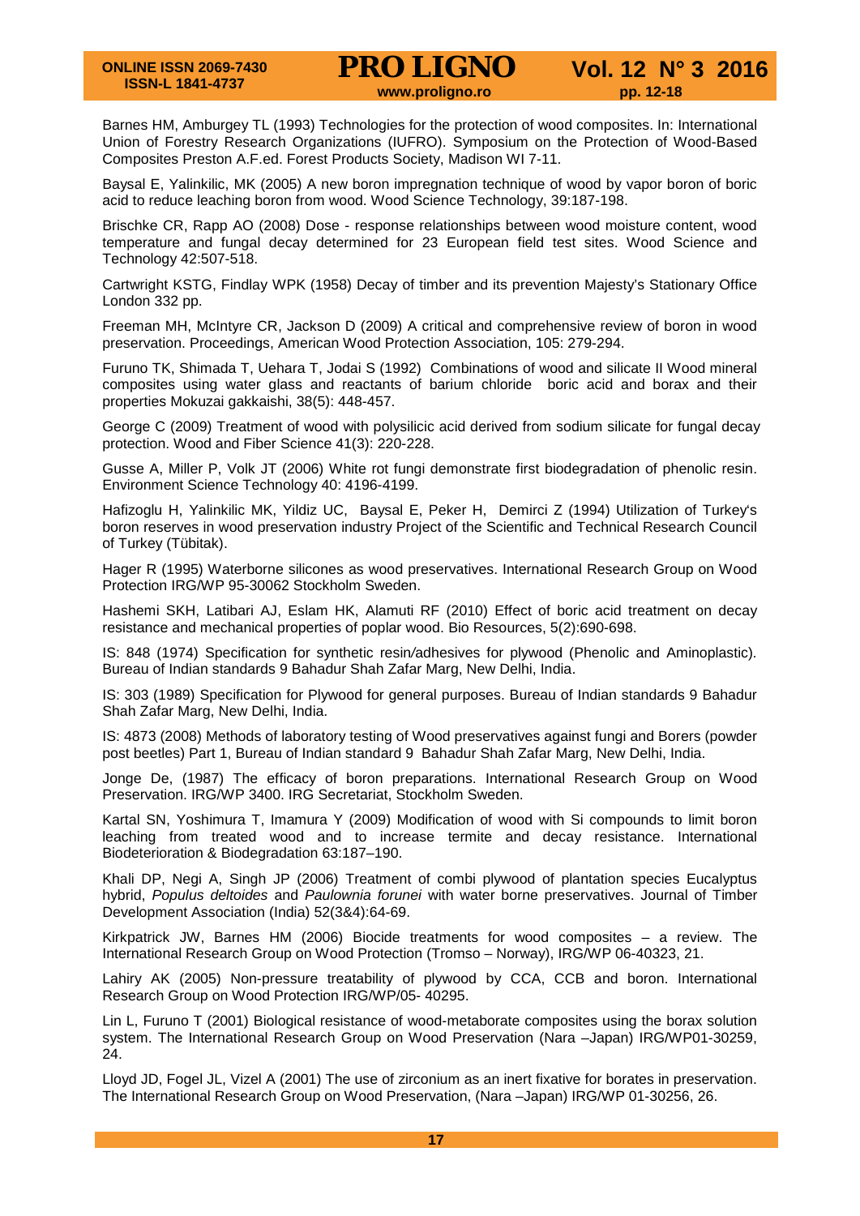Barnes HM, Amburgey TL (1993) Technologies for the protection of wood composites. In: International Union of Forestry Research Organizations (IUFRO). Symposium on the Protection of Wood-Based Composites Preston A.F.ed. Forest Products Society, Madison WI 7-11.

Baysal E, Yalinkilic, MK (2005) A new boron impregnation technique of wood by vapor boron of boric acid to reduce leaching boron from wood. Wood Science Technology, 39:187-198.

Brischke CR, Rapp AO (2008) Dose - response relationships between wood moisture content, wood temperature and fungal decay determined for 23 European field test sites. Wood Science and Technology 42:507-518.

Cartwright KSTG, Findlay WPK (1958) Decay of timber and its prevention Majesty's Stationary Office London 332 pp.

Freeman MH, McIntyre CR, Jackson D (2009) A critical and comprehensive review of boron in wood preservation. Proceedings, American Wood Protection Association, 105: 279-294.

Furuno TK, Shimada T, Uehara T, Jodai S (1992) Combinations of wood and silicate II Wood mineral composites using water glass and reactants of barium chloride boric acid and borax and their properties Mokuzai gakkaishi, 38(5): 448-457.

George C (2009) Treatment of wood with polysilicic acid derived from sodium silicate for fungal decay protection. Wood and Fiber Science 41(3): 220-228.

Gusse A, Miller P, Volk JT (2006) White rot fungi demonstrate first biodegradation of phenolic resin. Environment Science Technology 40: 4196-4199.

Hafizoglu H, Yalinkilic MK, Yildiz UC, Baysal E, Peker H, Demirci Z (1994) Utilization of Turkey's boron reserves in wood preservation industry Project of the Scientific and Technical Research Council of Turkey (Tübitak).

Hager R (1995) Waterborne silicones as wood preservatives. International Research Group on Wood Protection IRG/WP 95-30062 Stockholm Sweden.

Hashemi SKH, Latibari AJ, Eslam HK, Alamuti RF (2010) Effect of boric acid treatment on decay resistance and mechanical properties of poplar wood. Bio Resources, 5(2):690-698.

IS: 848 (1974) Specification for synthetic resin/adhesives for plywood (Phenolic and Aminoplastic). Bureau of Indian standards 9 Bahadur Shah Zafar Marg, New Delhi, India.

IS: 303 (1989) Specification for Plywood for general purposes. Bureau of Indian standards 9 Bahadur Shah Zafar Marg, New Delhi, India.

IS: 4873 (2008) Methods of laboratory testing of Wood preservatives against fungi and Borers (powder post beetles) Part 1, Bureau of Indian standard 9 Bahadur Shah Zafar Marg, New Delhi, India.

Jonge De, (1987) The efficacy of boron preparations. International Research Group on Wood Preservation. IRG/WP 3400. IRG Secretariat, Stockholm Sweden.

Kartal SN, Yoshimura T, Imamura Y (2009) Modification of wood with Si compounds to limit boron leaching from treated wood and to increase termite and decay resistance. International Biodeterioration & Biodegradation 63:187–190.

Khali DP, Negi A, Singh JP (2006) Treatment of combi plywood of plantation species Eucalyptus hybrid, *Populus deltoides* and *Paulownia forunei* with water borne preservatives. Journal of Timber Development Association (India) 52(3&4):64-69.

Kirkpatrick JW, Barnes HM (2006) Biocide treatments for wood composites – a review. The International Research Group on Wood Protection (Tromso – Norway), IRG/WP 06-40323, 21.

Lahiry AK (2005) Non-pressure treatability of plywood by CCA, CCB and boron. International Research Group on Wood Protection IRG/WP/05- 40295.

Lin L, Furuno T (2001) Biological resistance of wood-metaborate composites using the borax solution system. The International Research Group on Wood Preservation (Nara –Japan) IRG/WP01-30259, 24.

Lloyd JD, Fogel JL, Vizel A (2001) The use of zirconium as an inert fixative for borates in preservation. The International Research Group on Wood Preservation, (Nara –Japan) IRG/WP 01-30256, 26.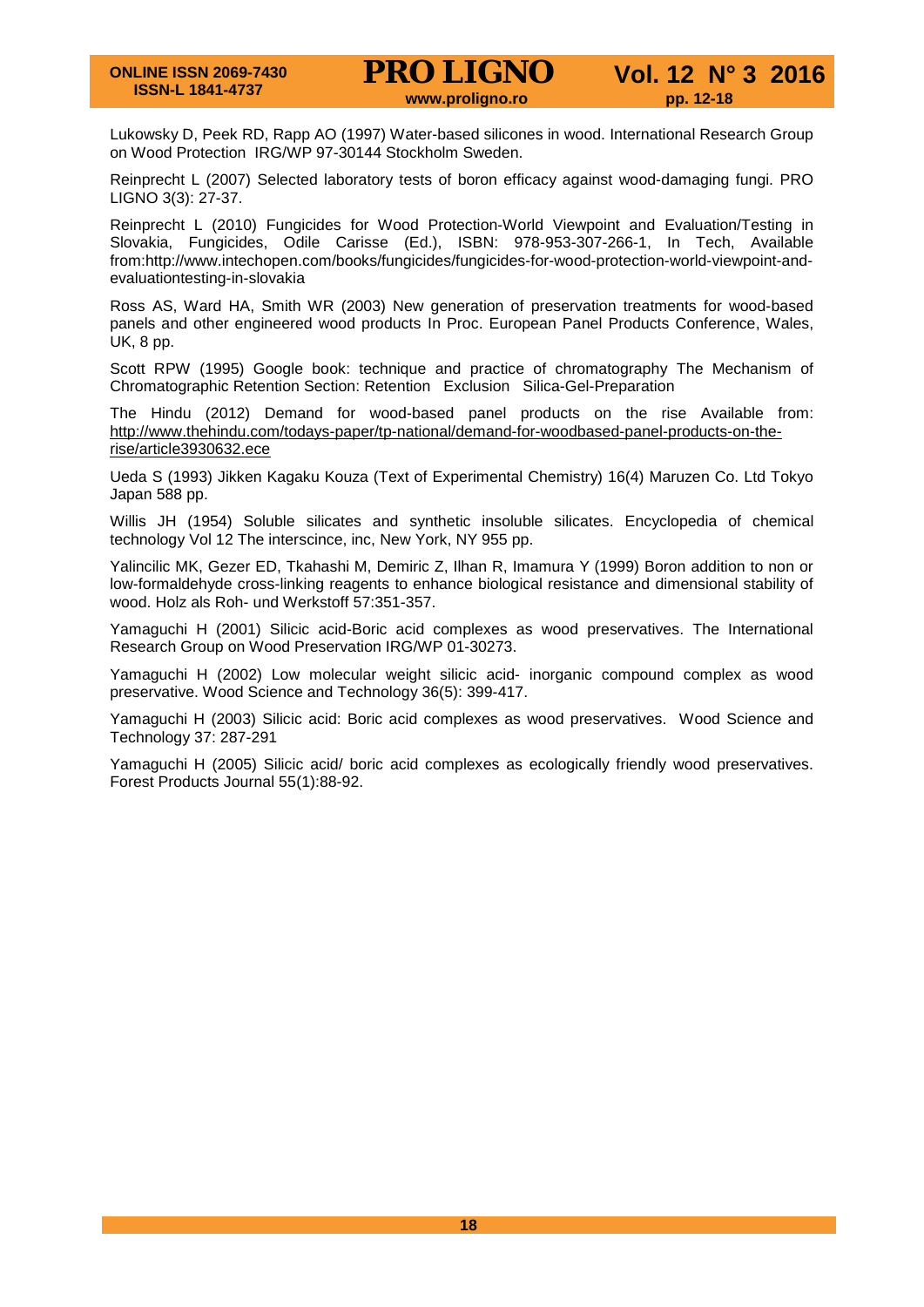Lukowsky D, Peek RD, Rapp AO (1997) Water-based silicones in wood. International Research Group on Wood Protection IRG/WP 97-30144 Stockholm Sweden.

Reinprecht L (2007) Selected laboratory tests of boron efficacy against wood-damaging fungi. PRO LIGNO 3(3): 27-37.

Reinprecht L (2010) Fungicides for Wood Protection-World Viewpoint and Evaluation/Testing in Slovakia, Fungicides, Odile Carisse (Ed.), ISBN: 978-953-307-266-1, In Tech, Available from:http://www.intechopen.com/books/fungicides/fungicides-for-wood-protection-world-viewpoint-and-evaluationtesting-in-slovakia

Ross AS, Ward HA, Smith WR (2003) New generation of preservation treatments for wood-based panels and other engineered wood products In Proc. European Panel Products Conference, Wales, UK, 8 pp.

Scott RPW (1995) Google book: technique and practice of chromatography The Mechanism of Chromatographic Retention Section: Retention Exclusion Silica-Gel-Preparation

The Hindu (2012) Demand for wood-based panel products on the rise Available from: http://www.thehindu.com/todays-paper/tp-national/demand-for-woodbased-panel-products-on-the-rise/article3930632.ece

Ueda S (1993) Jikken Kagaku Kouza (Text of Experimental Chemistry) 16(4) Maruzen Co. Ltd Tokyo Japan 588 pp.

Willis JH (1954) Soluble silicates and synthetic insoluble silicates. Encyclopedia of chemical technology Vol 12 The interscince, inc, New York, NY 955 pp.

Yalincilic MK, Gezer ED, Tkahashi M, Demiric Z, Ilhan R, Imamura Y (1999) Boron addition to non or low-formaldehyde cross-linking reagents to enhance biological resistance and dimensional stability of wood. Holz als Roh- und Werkstoff 57:351-357.

Yamaguchi H (2001) Silicic acid-Boric acid complexes as wood preservatives. The International Research Group on Wood Preservation IRG/WP 01-30273.

Yamaguchi H (2002) Low molecular weight silicic acid- inorganic compound complex as wood preservative. Wood Science and Technology 36(5): 399-417.

Yamaguchi H (2003) Silicic acid: Boric acid complexes as wood preservatives. Wood Science and Technology 37: 287-291

Yamaguchi H (2005) Silicic acid/ boric acid complexes as ecologically friendly wood preservatives. Forest Products Journal 55(1):88-92.